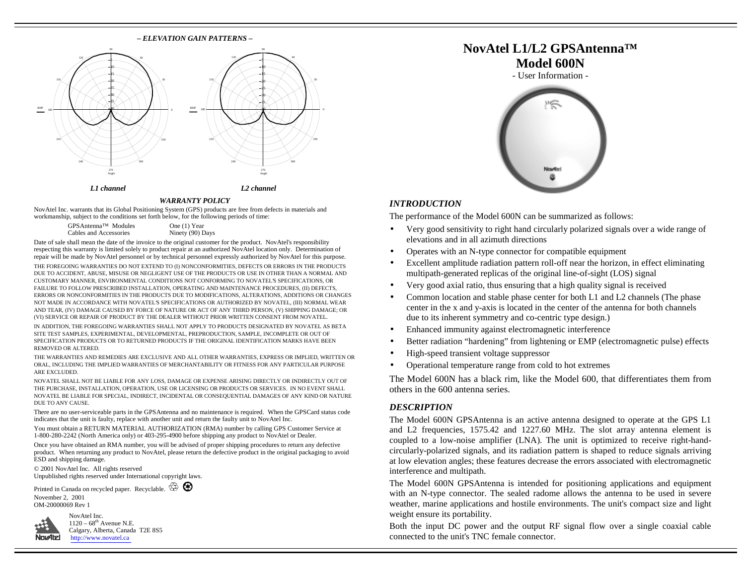*– ELEVATION GAIN PATTERNS –*

*L1 channel*

*L2 channel*

### *WARRANTY POLICY*

NovAtel Inc. warrants that its Global Positioning System (GPS) products are free from defects in materials and workmanship, subject to the conditions set forth below, for the following periods of time:

| | |
|---|---|
| GPSAntenna™ Modules | One (1) Year |
| Cables and Accessories | Ninety (90) Days |

Date of sale shall mean the date of the invoice to the original customer for the product. NovAtel's responsibility respecting this warranty is limited solely to product repair at an authorized NovAtel location only. Determination of repair will be made by NovAtel personnel or by technical personnel expressly authorized by NovAtel for this purpose.

THE FOREGOING WARRANTIES DO NOT EXTEND TO (I) NONCONFORMITIES, DEFECTS OR ERRORS IN THE PRODUCTS DUE TO ACCIDENT, ABUSE, MISUSE OR NEGLIGENT USE OF THE PRODUCTS OR USE IN OTHER THAN A NORMAL AND CUSTOMARY MANNER, ENVIRONMENTAL CONDITIONS NOT CONFORMING TO NOVATEL'S SPECIFICATIONS, OR FAILURE TO FOLLOW PRESCRIBED INSTALLATION, OPERATING AND MAINTENANCE PROCEDURES, (II) DEFECTS, ERRORS OR NONCONFORMITIES IN THE PRODUCTS DUE TO MODIFICATIONS, ALTERATIONS, ADDITIONS OR CHANGES NOT MADE IN ACCORDANCE WITH NOVATEL'S SPECIFICATIONS OR AUTHORIZED BY NOVATEL, (III) NORMAL WEAR AND TEAR, (IV) DAMAGE CAUSED BY FORCE OF NATURE OR ACT OF ANY THIRD PERSON, (V) SHIPPING DAMAGE; OR (VI) SERVICE OR REPAIR OF PRODUCT BY THE DEALER WITHOUT PRIOR WRITTEN CONSENT FROM NOVATEL.

IN ADDITION, THE FOREGOING WARRANTIES SHALL NOT APPLY TO PRODUCTS DESIGNATED BY NOVATEL AS BETA SITE TEST SAMPLES, EXPERIMENTAL, DEVELOPMENTAL, PREPRODUCTION, SAMPLE, INCOMPLETE OR OUT OF SPECIFICATION PRODUCTS OR TO RETURNED PRODUCTS IF THE ORIGINAL IDENTIFICATION MARKS HAVE BEEN REMOVED OR ALTERED.

THE WARRANTIES AND REMEDIES ARE EXCLUSIVE AND ALL OTHER WARRANTIES, EXPRESS OR IMPLIED, WRITTEN OR ORAL, INCLUDING THE IMPLIED WARRANTIES OF MERCHANTABILITY OR FITNESS FOR ANY PARTICULAR PURPOSE ARE EXCLUDED.

NOVATEL SHALL NOT BE LIABLE FOR ANY LOSS, DAMAGE OR EXPENSE ARISING DIRECTLY OR INDIRECTLY OUT OF THE PURCHASE, INSTALLATION, OPERATION, USE OR LICENSING OR PRODUCTS OR SERVICES. IN NO EVENT SHALL NOVATEL BE LIABLE FOR SPECIAL, INDIRECT, INCIDENTAL OR CONSEQUENTIAL DAMAGES OF ANY KIND OR NATURE DUE TO ANY CAUSE.

There are no user-serviceable parts in the GPSAntenna and no maintenance is required. When the GPSCard status code indicates that the unit is faulty, replace with another unit and return the faulty unit to NovAtel Inc.

You must obtain a RETURN MATERIAL AUTHORIZATION (RMA) number by calling GPS Customer Service at 1-800-280-2242 (North America only) or 403-295-4900 before shipping any product to NovAtel or Dealer.

Once you have obtained an RMA number, you will be advised of proper shipping procedures to return any defective product. When returning any product to NovAtel, please return the defective product in the original packaging to avoid ESD and shipping damage.

© 2001 NovAtel Inc. All rights reserved
Unpublished rights reserved under International copyright laws.

Printed in Canada on recycled paper. Recyclable.

November 2, 2001
OM-20000069 Rev 1

NovAtel Inc.
1120 – 68th Avenue N.E.
Calgary, Alberta, Canada T2E 8S5
http://www.novatel.ca

# NovAtel L1/L2 GPSAntenna™ Model 600N

- User Information -

## *INTRODUCTION*

The performance of the Model 600N can be summarized as follows:

- Very good sensitivity to right hand circularly polarized signals over a wide range of elevations and in all azimuth directions
- Operates with an N-type connector for compatible equipment
- Excellent amplitude radiation pattern roll-off near the horizon, in effect eliminating multipath-generated replicas of the original line-of-sight (LOS) signal
- Very good axial ratio, thus ensuring that a high quality signal is received
- Common location and stable phase center for both L1 and L2 channels (The phase center in the x and y-axis is located in the center of the antenna for both channels due to its inherent symmetry and co-centric type design.)
- Enhanced immunity against electromagnetic interference
- Better radiation "hardening" from lightening or EMP (electromagnetic pulse) effects
- High-speed transient voltage suppressor
- Operational temperature range from cold to hot extremes

The Model 600N has a black rim, like the Model 600, that differentiates them from others in the 600 antenna series.

## *DESCRIPTION*

The Model 600N GPSAntenna is an active antenna designed to operate at the GPS L1 and L2 frequencies, 1575.42 and 1227.60 MHz. The slot array antenna element is coupled to a low-noise amplifier (LNA). The unit is optimized to receive right-hand-circularly-polarized signals, and its radiation pattern is shaped to reduce signals arriving at low elevation angles; these features decrease the errors associated with electromagnetic interference and multipath.

The Model 600N GPSAntenna is intended for positioning applications and equipment with an N-type connector. The sealed radome allows the antenna to be used in severe weather, marine applications and hostile environments. The unit's compact size and light weight ensure its portability.

Both the input DC power and the output RF signal flow over a single coaxial cable connected to the unit's TNC female connector.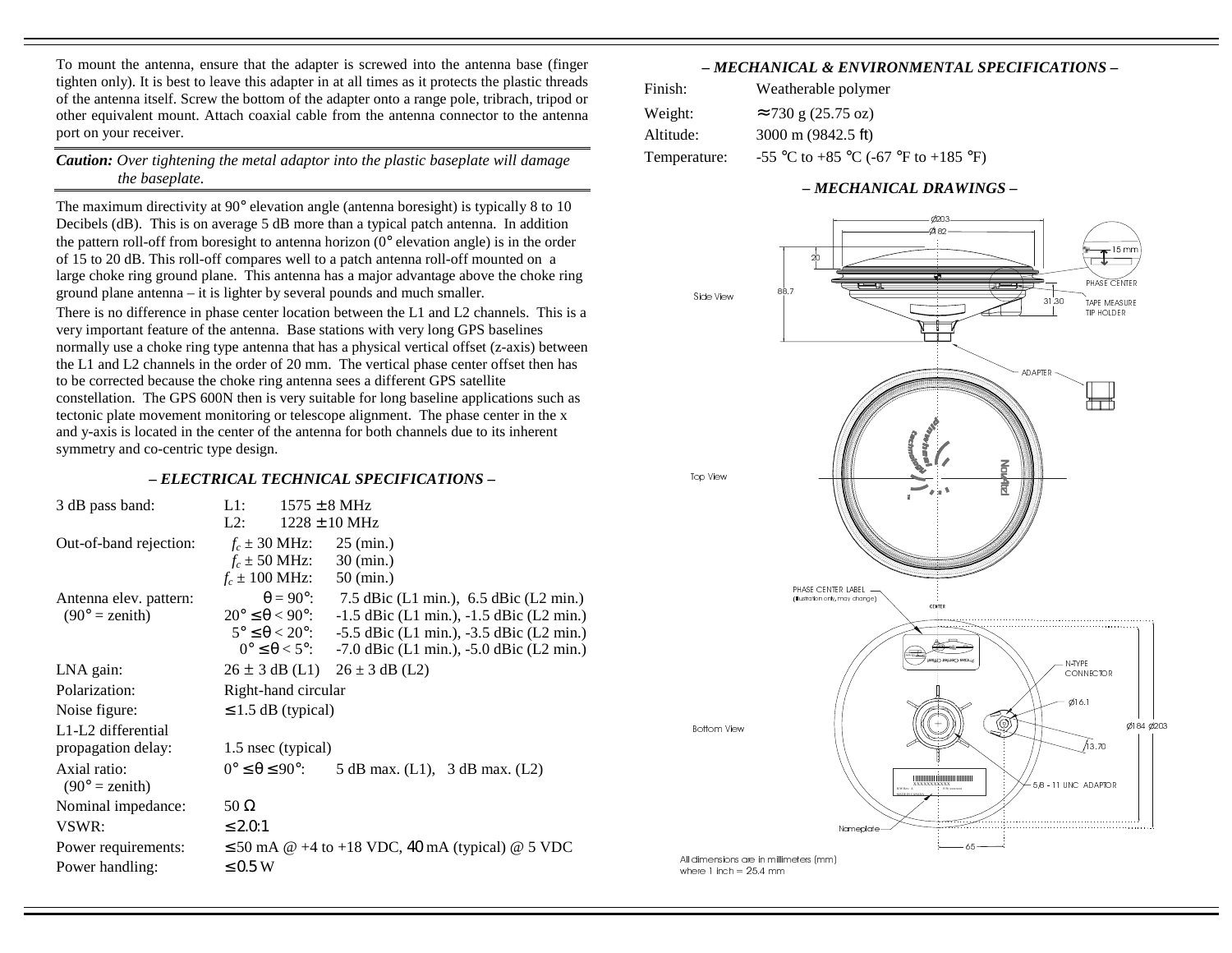To mount the antenna, ensure that the adapter is screwed into the antenna base (finger tighten only). It is best to leave this adapter in at all times as it protects the plastic threads of the antenna itself. Screw the bottom of the adapter onto a range pole, tribrach, tripod or other equivalent mount. Attach coaxial cable from the antenna connector to the antenna port on your receiver.

***Caution:*** *Over tightening the metal adaptor into the plastic baseplate will damage the baseplate.*

The maximum directivity at 90° elevation angle (antenna boresight) is typically 8 to 10 Decibels (dB). This is on average 5 dB more than a typical patch antenna. In addition the pattern roll-off from boresight to antenna horizon (0° elevation angle) is in the order of 15 to 20 dB. This roll-off compares well to a patch antenna roll-off mounted on a large choke ring ground plane. This antenna has a major advantage above the choke ring ground plane antenna – it is lighter by several pounds and much smaller.

There is no difference in phase center location between the L1 and L2 channels. This is a very important feature of the antenna. Base stations with very long GPS baselines normally use a choke ring type antenna that has a physical vertical offset (z-axis) between the L1 and L2 channels in the order of 20 mm. The vertical phase center offset then has to be corrected because the choke ring antenna sees a different GPS satellite constellation. The GPS 600N then is very suitable for long baseline applications such as tectonic plate movement monitoring or telescope alignment. The phase center in the x and y-axis is located in the center of the antenna for both channels due to its inherent symmetry and co-centric type design.

### *– ELECTRICAL TECHNICAL SPECIFICATIONS –*

| | | |
|---|---|---|
| 3 dB pass band: | L1: 1575 ± 8 MHz<br>L2: 1228 ± 10 MHz | |
| Out-of-band rejection: | $f_c$ ± 30 MHz:<br>$f_c$ ± 50 MHz:<br>$f_c$ ± 100 MHz: | 25 (min.)<br>30 (min.)<br>50 (min.) |
| Antenna elev. pattern: (90° = zenith) | θ = 90°:<br>20° ≤ θ < 90°:<br>5° ≤ θ < 20°:<br>0° ≤ θ < 5°: | 7.5 dBic (L1 min.), 6.5 dBic (L2 min.)<br>-1.5 dBic (L1 min.), -1.5 dBic (L2 min.)<br>-5.5 dBic (L1 min.), -3.5 dBic (L2 min.)<br>-7.0 dBic (L1 min.), -5.0 dBic (L2 min.) |
| LNA gain: | 26 ± 3 dB (L1) 26 ± 3 dB (L2) | |
| Polarization: | Right-hand circular | |
| Noise figure: | ≤ 1.5 dB (typical) | |
| L1-L2 differential propagation delay: | 1.5 nsec (typical) | |
| Axial ratio: (90° = zenith) | 0° ≤ θ ≤ 90°: | 5 dB max. (L1), 3 dB max. (L2) |
| Nominal impedance: | 50 Ω | |
| VSWR: | ≤ 2.0:1 | |
| Power requirements: | ≤ 50 mA @ +4 to +18 VDC, 40 mA (typical) @ 5 VDC | |
| Power handling: | ≤ 0.5 W | |

### *– MECHANICAL & ENVIRONMENTAL SPECIFICATIONS –*

| | |
|---|---|
| Finish: | Weatherable polymer |
| Weight: | ≈ 730 g (25.75 oz) |
| Altitude: | 3000 m (9842.5 ft) |
| Temperature: | -55 °C to +85 °C (-67 °F to +185 °F) |

### *– MECHANICAL DRAWINGS –*

Side View

Ø203
Ø182
20
88.7
15 mm
PHASE CENTER
31.30
TAPE MEASURE TIP HOLDER
ADAPTER

Top View

Bottom View

PHASE CENTER LABEL (illustration only, may change)
CENTER
N-TYPE CONNECTOR
Ø16.1
Ø184 Ø203
13.70
5/8 - 11 UNC ADAPTOR
Nameplate
65

All dimensions are in millimeters (mm) where 1 inch = 25.4 mm